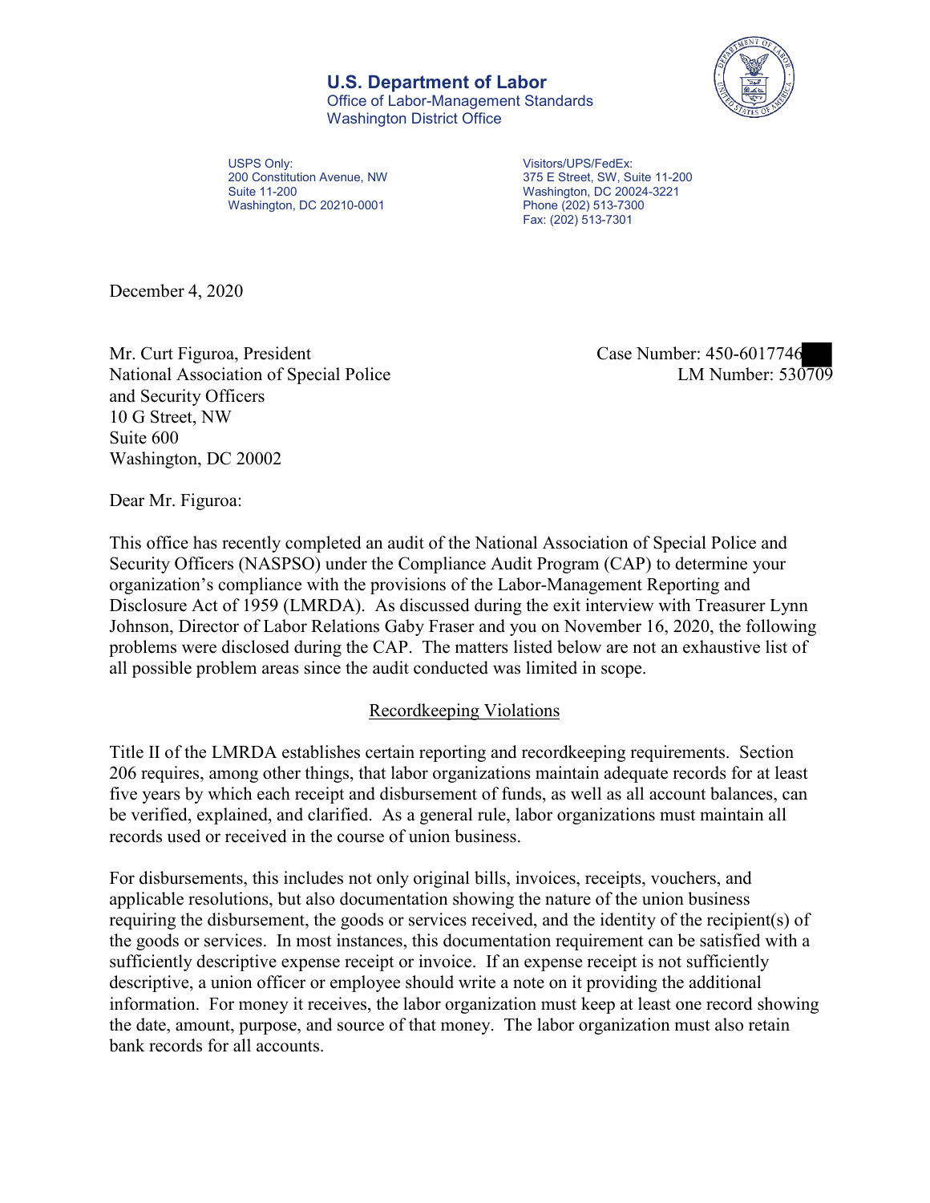**U.S. Department of Labor**
Office of Labor-Management Standards
Washington District Office

USPS Only:
200 Constitution Avenue, NW
Suite 11-200
Washington, DC 20210-0001

Visitors/UPS/FedEx:
375 E Street, SW, Suite 11-200
Washington, DC 20024-3221
Phone (202) 513-7300
Fax: (202) 513-7301

December 4, 2020

Mr. Curt Figuroa, President
National Association of Special Police
and Security Officers
10 G Street, NW
Suite 600
Washington, DC 20002

Case Number: 450-6017746
LM Number: 530709

Dear Mr. Figuroa:

This office has recently completed an audit of the National Association of Special Police and Security Officers (NASPSO) under the Compliance Audit Program (CAP) to determine your organization's compliance with the provisions of the Labor-Management Reporting and Disclosure Act of 1959 (LMRDA). As discussed during the exit interview with Treasurer Lynn Johnson, Director of Labor Relations Gaby Fraser and you on November 16, 2020, the following problems were disclosed during the CAP. The matters listed below are not an exhaustive list of all possible problem areas since the audit conducted was limited in scope.

## Recordkeeping Violations

Title II of the LMRDA establishes certain reporting and recordkeeping requirements. Section 206 requires, among other things, that labor organizations maintain adequate records for at least five years by which each receipt and disbursement of funds, as well as all account balances, can be verified, explained, and clarified. As a general rule, labor organizations must maintain all records used or received in the course of union business.

For disbursements, this includes not only original bills, invoices, receipts, vouchers, and applicable resolutions, but also documentation showing the nature of the union business requiring the disbursement, the goods or services received, and the identity of the recipient(s) of the goods or services. In most instances, this documentation requirement can be satisfied with a sufficiently descriptive expense receipt or invoice. If an expense receipt is not sufficiently descriptive, a union officer or employee should write a note on it providing the additional information. For money it receives, the labor organization must keep at least one record showing the date, amount, purpose, and source of that money. The labor organization must also retain bank records for all accounts.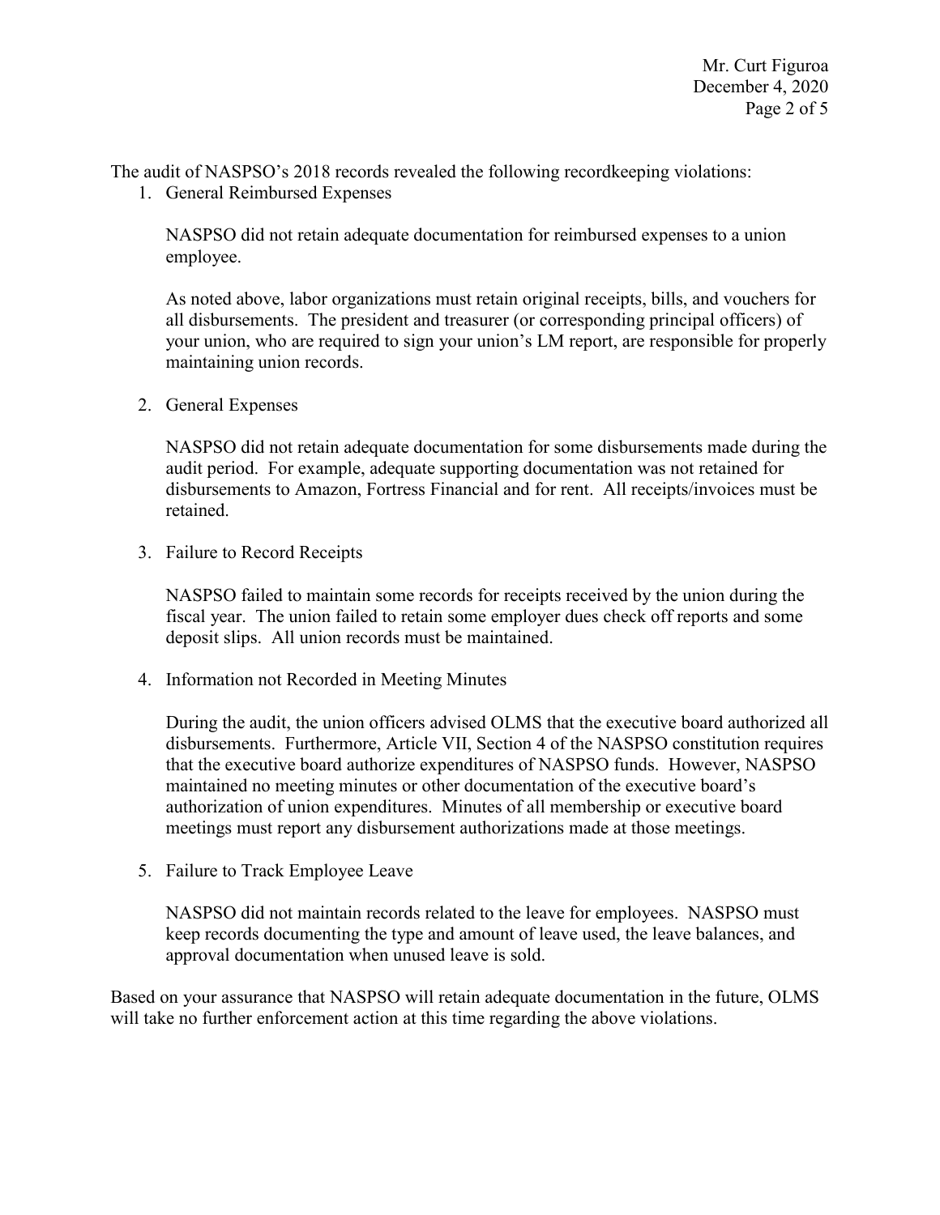The audit of NASPSO's 2018 records revealed the following recordkeeping violations:

1. General Reimbursed Expenses

   NASPSO did not retain adequate documentation for reimbursed expenses to a union employee.

   As noted above, labor organizations must retain original receipts, bills, and vouchers for all disbursements. The president and treasurer (or corresponding principal officers) of your union, who are required to sign your union's LM report, are responsible for properly maintaining union records.

2. General Expenses

   NASPSO did not retain adequate documentation for some disbursements made during the audit period. For example, adequate supporting documentation was not retained for disbursements to Amazon, Fortress Financial and for rent. All receipts/invoices must be retained.

3. Failure to Record Receipts

   NASPSO failed to maintain some records for receipts received by the union during the fiscal year. The union failed to retain some employer dues check off reports and some deposit slips. All union records must be maintained.

4. Information not Recorded in Meeting Minutes

   During the audit, the union officers advised OLMS that the executive board authorized all disbursements. Furthermore, Article VII, Section 4 of the NASPSO constitution requires that the executive board authorize expenditures of NASPSO funds. However, NASPSO maintained no meeting minutes or other documentation of the executive board's authorization of union expenditures. Minutes of all membership or executive board meetings must report any disbursement authorizations made at those meetings.

5. Failure to Track Employee Leave

   NASPSO did not maintain records related to the leave for employees. NASPSO must keep records documenting the type and amount of leave used, the leave balances, and approval documentation when unused leave is sold.

Based on your assurance that NASPSO will retain adequate documentation in the future, OLMS will take no further enforcement action at this time regarding the above violations.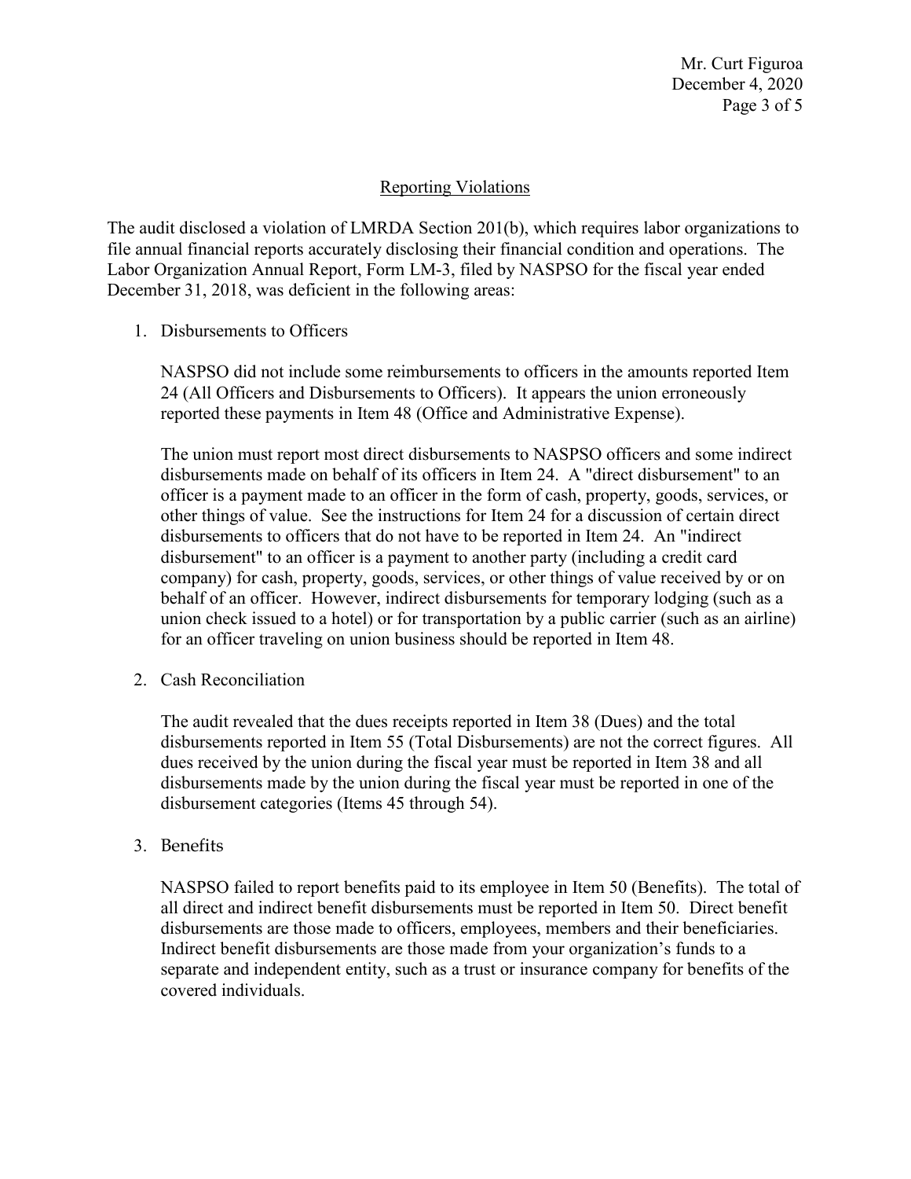## Reporting Violations

The audit disclosed a violation of LMRDA Section 201(b), which requires labor organizations to file annual financial reports accurately disclosing their financial condition and operations. The Labor Organization Annual Report, Form LM-3, filed by NASPSO for the fiscal year ended December 31, 2018, was deficient in the following areas:

1. Disbursements to Officers

   NASPSO did not include some reimbursements to officers in the amounts reported Item 24 (All Officers and Disbursements to Officers). It appears the union erroneously reported these payments in Item 48 (Office and Administrative Expense).

   The union must report most direct disbursements to NASPSO officers and some indirect disbursements made on behalf of its officers in Item 24. A "direct disbursement" to an officer is a payment made to an officer in the form of cash, property, goods, services, or other things of value. See the instructions for Item 24 for a discussion of certain direct disbursements to officers that do not have to be reported in Item 24. An "indirect disbursement" to an officer is a payment to another party (including a credit card company) for cash, property, goods, services, or other things of value received by or on behalf of an officer. However, indirect disbursements for temporary lodging (such as a union check issued to a hotel) or for transportation by a public carrier (such as an airline) for an officer traveling on union business should be reported in Item 48.

2. Cash Reconciliation

   The audit revealed that the dues receipts reported in Item 38 (Dues) and the total disbursements reported in Item 55 (Total Disbursements) are not the correct figures. All dues received by the union during the fiscal year must be reported in Item 38 and all disbursements made by the union during the fiscal year must be reported in one of the disbursement categories (Items 45 through 54).

3. Benefits

   NASPSO failed to report benefits paid to its employee in Item 50 (Benefits). The total of all direct and indirect benefit disbursements must be reported in Item 50. Direct benefit disbursements are those made to officers, employees, members and their beneficiaries. Indirect benefit disbursements are those made from your organization's funds to a separate and independent entity, such as a trust or insurance company for benefits of the covered individuals.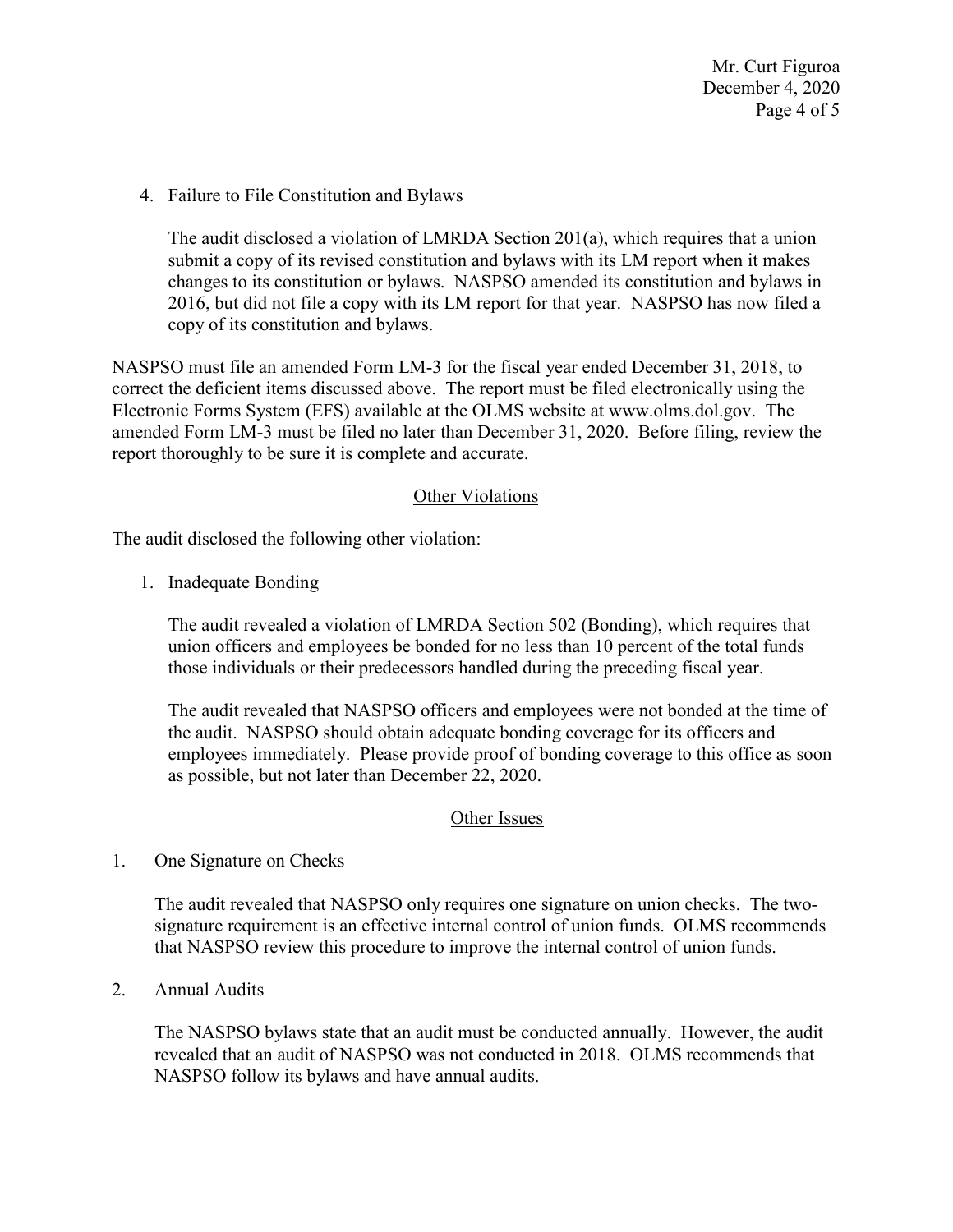4. Failure to File Constitution and Bylaws

   The audit disclosed a violation of LMRDA Section 201(a), which requires that a union submit a copy of its revised constitution and bylaws with its LM report when it makes changes to its constitution or bylaws. NASPSO amended its constitution and bylaws in 2016, but did not file a copy with its LM report for that year. NASPSO has now filed a copy of its constitution and bylaws.

NASPSO must file an amended Form LM-3 for the fiscal year ended December 31, 2018, to correct the deficient items discussed above. The report must be filed electronically using the Electronic Forms System (EFS) available at the OLMS website at www.olms.dol.gov. The amended Form LM-3 must be filed no later than December 31, 2020. Before filing, review the report thoroughly to be sure it is complete and accurate.

## Other Violations

The audit disclosed the following other violation:

1. Inadequate Bonding

   The audit revealed a violation of LMRDA Section 502 (Bonding), which requires that union officers and employees be bonded for no less than 10 percent of the total funds those individuals or their predecessors handled during the preceding fiscal year.

   The audit revealed that NASPSO officers and employees were not bonded at the time of the audit. NASPSO should obtain adequate bonding coverage for its officers and employees immediately. Please provide proof of bonding coverage to this office as soon as possible, but not later than December 22, 2020.

## Other Issues

1. One Signature on Checks

   The audit revealed that NASPSO only requires one signature on union checks. The two-signature requirement is an effective internal control of union funds. OLMS recommends that NASPSO review this procedure to improve the internal control of union funds.

2. Annual Audits

   The NASPSO bylaws state that an audit must be conducted annually. However, the audit revealed that an audit of NASPSO was not conducted in 2018. OLMS recommends that NASPSO follow its bylaws and have annual audits.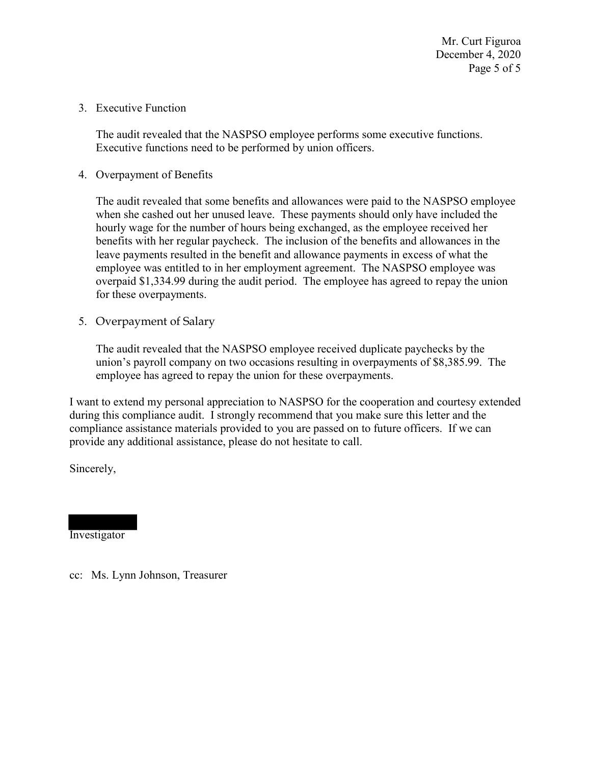3. Executive Function

   The audit revealed that the NASPSO employee performs some executive functions. Executive functions need to be performed by union officers.

4. Overpayment of Benefits

   The audit revealed that some benefits and allowances were paid to the NASPSO employee when she cashed out her unused leave. These payments should only have included the hourly wage for the number of hours being exchanged, as the employee received her benefits with her regular paycheck. The inclusion of the benefits and allowances in the leave payments resulted in the benefit and allowance payments in excess of what the employee was entitled to in her employment agreement. The NASPSO employee was overpaid $1,334.99 during the audit period. The employee has agreed to repay the union for these overpayments.

5. Overpayment of Salary

   The audit revealed that the NASPSO employee received duplicate paychecks by the union's payroll company on two occasions resulting in overpayments of $8,385.99. The employee has agreed to repay the union for these overpayments.

I want to extend my personal appreciation to NASPSO for the cooperation and courtesy extended during this compliance audit. I strongly recommend that you make sure this letter and the compliance assistance materials provided to you are passed on to future officers. If we can provide any additional assistance, please do not hesitate to call.

Sincerely,

[REDACTED]

Investigator

cc: Ms. Lynn Johnson, Treasurer